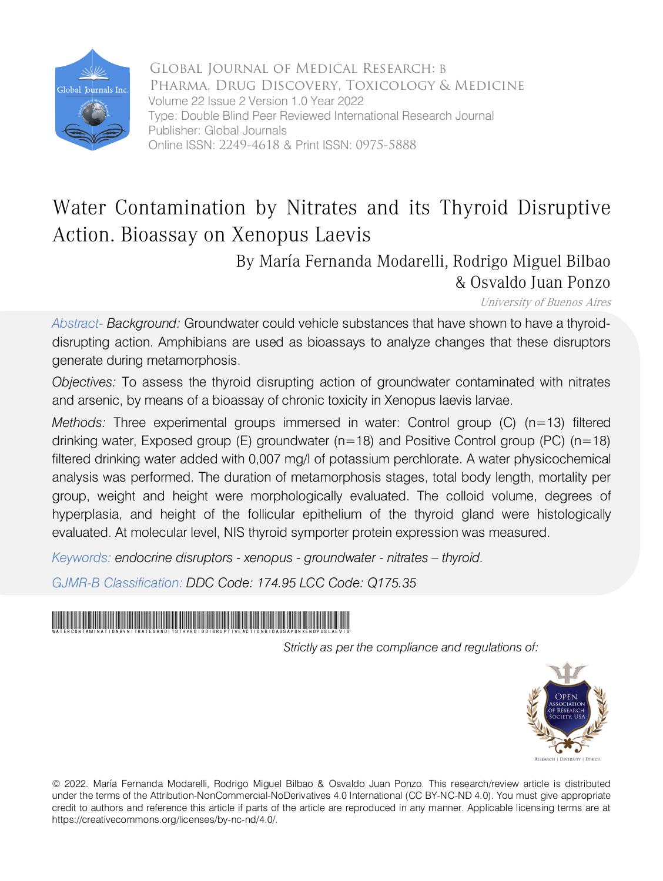Global Journal of Medical Research: B
Pharma, Drug Discovery, Toxicology & Medicine
Volume 22 Issue 2 Version 1.0 Year 2022
Type: Double Blind Peer Reviewed International Research Journal
Publisher: Global Journals
Online ISSN: 2249-4618 & Print ISSN: 0975-5888

# Water Contamination by Nitrates and its Thyroid Disruptive Action. Bioassay on Xenopus Laevis

By María Fernanda Modarelli, Rodrigo Miguel Bilbao & Osvaldo Juan Ponzo

*University of Buenos Aires*

*Abstract- Background:* Groundwater could vehicle substances that have shown to have a thyroid-disrupting action. Amphibians are used as bioassays to analyze changes that these disruptors generate during metamorphosis.

*Objectives:* To assess the thyroid disrupting action of groundwater contaminated with nitrates and arsenic, by means of a bioassay of chronic toxicity in Xenopus laevis larvae.

*Methods:* Three experimental groups immersed in water: Control group (C) (n=13) filtered drinking water, Exposed group (E) groundwater (n=18) and Positive Control group (PC) (n=18) filtered drinking water added with 0,007 mg/l of potassium perchlorate. A water physicochemical analysis was performed. The duration of metamorphosis stages, total body length, mortality per group, weight and height were morphologically evaluated. The colloid volume, degrees of hyperplasia, and height of the follicular epithelium of the thyroid gland were histologically evaluated. At molecular level, NIS thyroid symporter protein expression was measured.

*Keywords: endocrine disruptors - xenopus - groundwater - nitrates – thyroid.*

*GJMR-B Classification: DDC Code: 174.95 LCC Code: Q175.35*

*Strictly as per the compliance and regulations of:*

© 2022. María Fernanda Modarelli, Rodrigo Miguel Bilbao & Osvaldo Juan Ponzo. This research/review article is distributed under the terms of the Attribution-NonCommercial-NoDerivatives 4.0 International (CC BY-NC-ND 4.0). You must give appropriate credit to authors and reference this article if parts of the article are reproduced in any manner. Applicable licensing terms are at https://creativecommons.org/licenses/by-nc-nd/4.0/.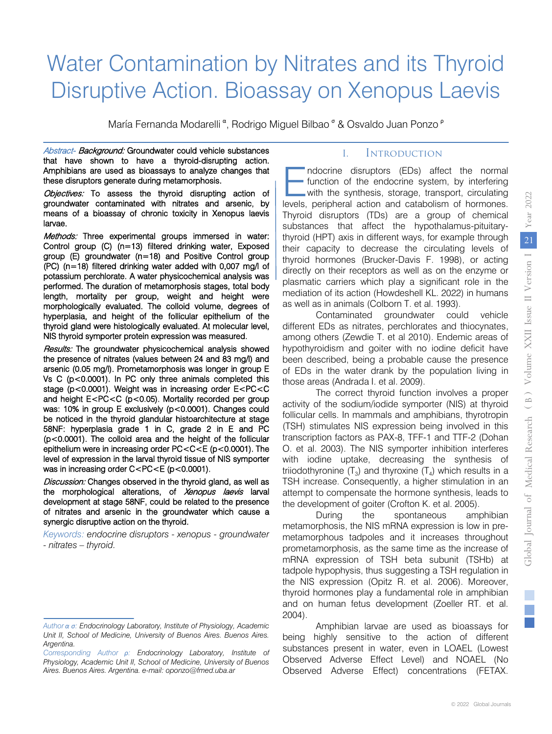# Water Contamination by Nitrates and its Thyroid Disruptive Action. Bioassay on Xenopus Laevis

María Fernanda Modarelli [α], Rodrigo Miguel Bilbao [σ] & Osvaldo Juan Ponzo [ρ]

*Abstract- Background:* Groundwater could vehicle substances that have shown to have a thyroid-disrupting action. Amphibians are used as bioassays to analyze changes that these disruptors generate during metamorphosis.

*Objectives:* To assess the thyroid disrupting action of groundwater contaminated with nitrates and arsenic, by means of a bioassay of chronic toxicity in Xenopus laevis larvae.

*Methods:* Three experimental groups immersed in water: Control group (C) (n=13) filtered drinking water, Exposed group (E) groundwater (n=18) and Positive Control group (PC) (n=18) filtered drinking water added with 0,007 mg/l of potassium perchlorate. A water physicochemical analysis was performed. The duration of metamorphosis stages, total body length, mortality per group, weight and height were morphologically evaluated. The colloid volume, degrees of hyperplasia, and height of the follicular epithelium of the thyroid gland were histologically evaluated. At molecular level, NIS thyroid symporter protein expression was measured.

*Results:* The groundwater physicochemical analysis showed the presence of nitrates (values between 24 and 83 mg/l) and arsenic (0.05 mg/l). Prometamorphosis was longer in group E Vs C ($p<0.0001$). In PC only three animals completed this stage ($p<0.0001$). Weight was in increasing order E<PC<C and height E<PC<C ($p<0.05$). Mortality recorded per group was: 10% in group E exclusively ($p<0.0001$). Changes could be noticed in the thyroid glandular histoarchitecture at stage 58NF: hyperplasia grade 1 in C, grade 2 in E and PC ($p<0.0001$). The colloid area and the height of the follicular epithelium were in increasing order PC<C<E ($p<0.0001$). The level of expression in the larval thyroid tissue of NIS symporter was in increasing order C<PC<E ($p<0.0001$).

*Discussion:* Changes observed in the thyroid gland, as well as the morphological alterations, of *Xenopus laevis* larval development at stage 58NF, could be related to the presence of nitrates and arsenic in the groundwater which cause a synergic disruptive action on the thyroid.

*Keywords: endocrine disruptors - xenopus - groundwater - nitrates – thyroid.*

*Author α σ: Endocrinology Laboratory, Institute of Physiology, Academic Unit II, School of Medicine, University of Buenos Aires. Buenos Aires. Argentina.*

*Corresponding Author ρ: Endocrinology Laboratory, Institute of Physiology, Academic Unit II, School of Medicine, University of Buenos Aires. Buenos Aires. Argentina. e-mail: oponzo@fmed.uba.ar*

## I. Introduction

Endocrine disruptors (EDs) affect the normal function of the endocrine system, by interfering with the synthesis, storage, transport, circulating levels, peripheral action and catabolism of hormones. Thyroid disruptors (TDs) are a group of chemical substances that affect the hypothalamus-pituitary-thyroid (HPT) axis in different ways, for example through their capacity to decrease the circulating levels of thyroid hormones (Brucker-Davis F. 1998), or acting directly on their receptors as well as on the enzyme or plasmatic carriers which play a significant role in the mediation of its action (Howdeshell KL. 2022) in humans as well as in animals (Colborn T. et al. 1993).

Contaminated groundwater could vehicle different EDs as nitrates, perchlorates and thiocynates, among others (Zewdie T. et al 2010). Endemic areas of hypothyroidism and goiter with no iodine deficit have been described, being a probable cause the presence of EDs in the water drank by the population living in those areas (Andrada I. et al. 2009).

The correct thyroid function involves a proper activity of the sodium/iodide symporter (NIS) at thyroid follicular cells. In mammals and amphibians, thyrotropin (TSH) stimulates NIS expression being involved in this transcription factors as PAX-8, TFF-1 and TTF-2 (Dohan O. et al. 2003). The NIS symporter inhibition interferes with iodine uptake, decreasing the synthesis of triiodothyronine ($T_3$) and thyroxine ($T_4$) which results in a TSH increase. Consequently, a higher stimulation in an attempt to compensate the hormone synthesis, leads to the development of goiter (Crofton K. et al. 2005).

During the spontaneous amphibian metamorphosis, the NIS mRNA expression is low in pre-metamorphous tadpoles and it increases throughout prometamorphosis, as the same time as the increase of mRNA expression of TSH beta subunit (TSHb) at tadpole hypophysis, thus suggesting a TSH regulation in the NIS expression (Opitz R. et al. 2006). Moreover, thyroid hormones play a fundamental role in amphibian and on human fetus development (Zoeller RT. et al. 2004).

Amphibian larvae are used as bioassays for being highly sensitive to the action of different substances present in water, even in LOAEL (Lowest Observed Adverse Effect Level) and NOAEL (No Observed Adverse Effect) concentrations (FETAX.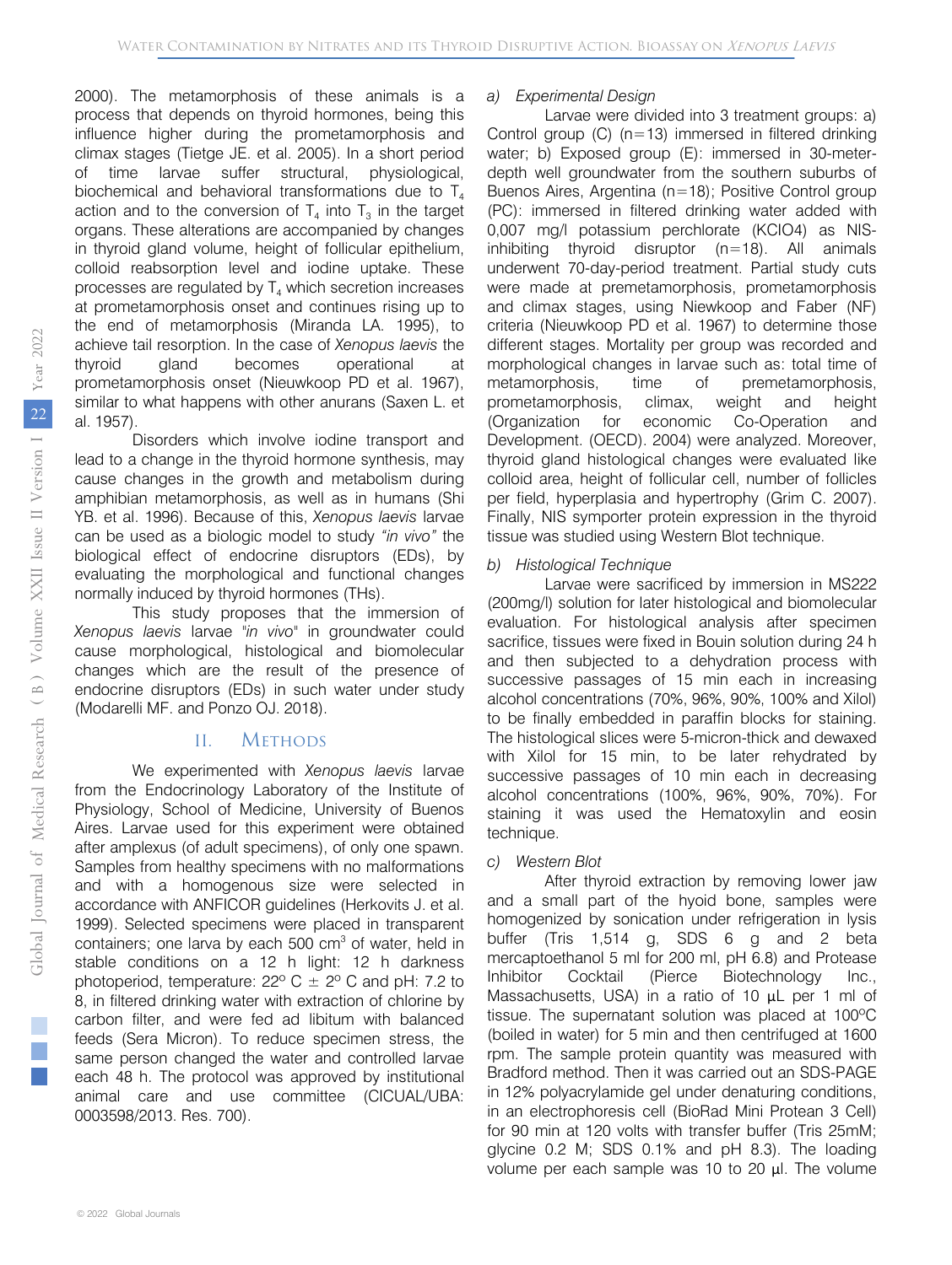2000). The metamorphosis of these animals is a process that depends on thyroid hormones, being this influence higher during the prometamorphosis and climax stages (Tietge JE. et al. 2005). In a short period of time larvae suffer structural, physiological, biochemical and behavioral transformations due to $T_4$ action and to the conversion of $T_4$ into $T_3$ in the target organs. These alterations are accompanied by changes in thyroid gland volume, height of follicular epithelium, colloid reabsorption level and iodine uptake. These processes are regulated by $T_4$ which secretion increases at prometamorphosis onset and continues rising up to the end of metamorphosis (Miranda LA. 1995), to achieve tail resorption. In the case of *Xenopus laevis* the thyroid gland becomes operational at prometamorphosis onset (Nieuwkoop PD et al. 1967), similar to what happens with other anurans (Saxen L. et al. 1957).

Disorders which involve iodine transport and lead to a change in the thyroid hormone synthesis, may cause changes in the growth and metabolism during amphibian metamorphosis, as well as in humans (Shi YB. et al. 1996). Because of this, *Xenopus laevis* larvae can be used as a biologic model to study *"in vivo"* the biological effect of endocrine disruptors (EDs), by evaluating the morphological and functional changes normally induced by thyroid hormones (THs).

This study proposes that the immersion of *Xenopus laevis* larvae "*in vivo*" in groundwater could cause morphological, histological and biomolecular changes which are the result of the presence of endocrine disruptors (EDs) in such water under study (Modarelli MF. and Ponzo OJ. 2018).

## II. Methods

We experimented with *Xenopus laevis* larvae from the Endocrinology Laboratory of the Institute of Physiology, School of Medicine, University of Buenos Aires. Larvae used for this experiment were obtained after amplexus (of adult specimens), of only one spawn. Samples from healthy specimens with no malformations and with a homogenous size were selected in accordance with ANFICOR guidelines (Herkovits J. et al. 1999). Selected specimens were placed in transparent containers; one larva by each 500 $cm^3$ of water, held in stable conditions on a 12 h light: 12 h darkness photoperiod, temperature: 22° C ± 2° C and pH: 7.2 to 8, in filtered drinking water with extraction of chlorine by carbon filter, and were fed ad libitum with balanced feeds (Sera Micron). To reduce specimen stress, the same person changed the water and controlled larvae each 48 h. The protocol was approved by institutional animal care and use committee (CICUAL/UBA: 0003598/2013. Res. 700).

### *a) Experimental Design*

Larvae were divided into 3 treatment groups: a) Control group (C) (n=13) immersed in filtered drinking water; b) Exposed group (E): immersed in 30-meter-depth well groundwater from the southern suburbs of Buenos Aires, Argentina (n=18); Positive Control group (PC): immersed in filtered drinking water added with 0,007 mg/l potassium perchlorate ($KClO_4$) as NIS-inhibiting thyroid disruptor (n=18). All animals underwent 70-day-period treatment. Partial study cuts were made at premetamorphosis, prometamorphosis and climax stages, using Niewkoop and Faber (NF) criteria (Nieuwkoop PD et al. 1967) to determine those different stages. Mortality per group was recorded and morphological changes in larvae such as: total time of metamorphosis, time of premetamorphosis, prometamorphosis, climax, weight and height (Organization for economic Co-Operation and Development. (OECD). 2004) were analyzed. Moreover, thyroid gland histological changes were evaluated like colloid area, height of follicular cell, number of follicles per field, hyperplasia and hypertrophy (Grim C. 2007). Finally, NIS symporter protein expression in the thyroid tissue was studied using Western Blot technique.

### *b) Histological Technique*

Larvae were sacrificed by immersion in MS222 (200mg/l) solution for later histological and biomolecular evaluation. For histological analysis after specimen sacrifice, tissues were fixed in Bouin solution during 24 h and then subjected to a dehydration process with successive passages of 15 min each in increasing alcohol concentrations (70%, 96%, 90%, 100% and Xilol) to be finally embedded in paraffin blocks for staining. The histological slices were 5-micron-thick and dewaxed with Xilol for 15 min, to be later rehydrated by successive passages of 10 min each in decreasing alcohol concentrations (100%, 96%, 90%, 70%). For staining it was used the Hematoxylin and eosin technique.

### *c) Western Blot*

After thyroid extraction by removing lower jaw and a small part of the hyoid bone, samples were homogenized by sonication under refrigeration in lysis buffer (Tris 1,514 g, SDS 6 g and 2 beta mercaptoethanol 5 ml for 200 ml, pH 6.8) and Protease Inhibitor Cocktail (Pierce Biotechnology Inc., Massachusetts, USA) in a ratio of 10 µL per 1 ml of tissue. The supernatant solution was placed at 100ºC (boiled in water) for 5 min and then centrifuged at 1600 rpm. The sample protein quantity was measured with Bradford method. Then it was carried out an SDS-PAGE in 12% polyacrylamide gel under denaturing conditions, in an electrophoresis cell (BioRad Mini Protean 3 Cell) for 90 min at 120 volts with transfer buffer (Tris 25mM; glycine 0.2 M; SDS 0.1% and pH 8.3). The loading volume per each sample was 10 to 20 µl. The volume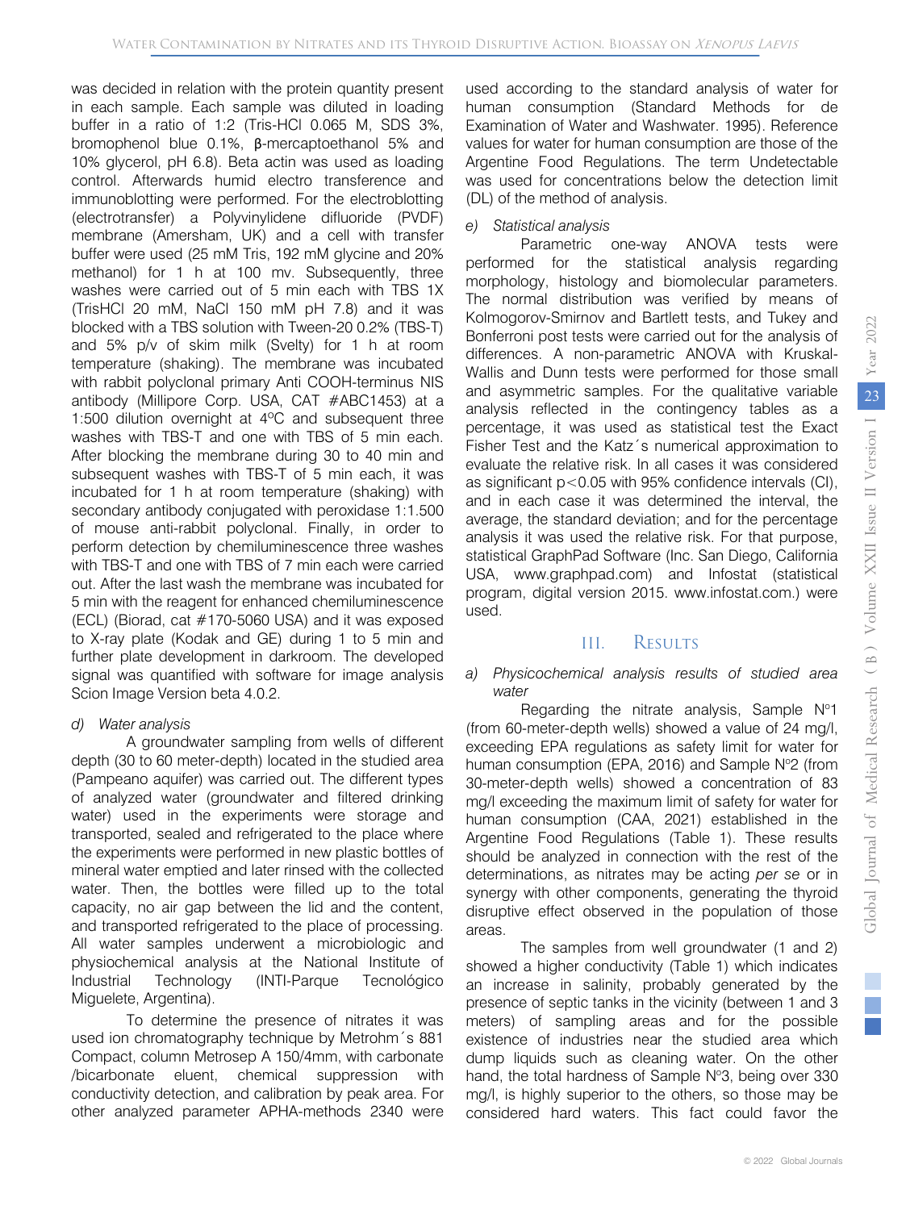was decided in relation with the protein quantity present in each sample. Each sample was diluted in loading buffer in a ratio of 1:2 (Tris-HCl 0.065 M, SDS 3%, bromophenol blue 0.1%, β-mercaptoethanol 5% and 10% glycerol, pH 6.8). Beta actin was used as loading control. Afterwards humid electro transference and immunoblotting were performed. For the electroblotting (electrotransfer) a Polyvinylidene difluoride (PVDF) membrane (Amersham, UK) and a cell with transfer buffer were used (25 mM Tris, 192 mM glycine and 20% methanol) for 1 h at 100 mv. Subsequently, three washes were carried out of 5 min each with TBS 1X (TrisHCl 20 mM, NaCl 150 mM pH 7.8) and it was blocked with a TBS solution with Tween-20 0.2% (TBS-T) and 5% p/v of skim milk (Svelty) for 1 h at room temperature (shaking). The membrane was incubated with rabbit polyclonal primary Anti COOH-terminus NIS antibody (Millipore Corp. USA, CAT #ABC1453) at a 1:500 dilution overnight at 4ºC and subsequent three washes with TBS-T and one with TBS of 5 min each. After blocking the membrane during 30 to 40 min and subsequent washes with TBS-T of 5 min each, it was incubated for 1 h at room temperature (shaking) with secondary antibody conjugated with peroxidase 1:1.500 of mouse anti-rabbit polyclonal. Finally, in order to perform detection by chemiluminescence three washes with TBS-T and one with TBS of 7 min each were carried out. After the last wash the membrane was incubated for 5 min with the reagent for enhanced chemiluminescence (ECL) (Biorad, cat #170-5060 USA) and it was exposed to X-ray plate (Kodak and GE) during 1 to 5 min and further plate development in darkroom. The developed signal was quantified with software for image analysis Scion Image Version beta 4.0.2.

*d) Water analysis*

A groundwater sampling from wells of different depth (30 to 60 meter-depth) located in the studied area (Pampeano aquifer) was carried out. The different types of analyzed water (groundwater and filtered drinking water) used in the experiments were storage and transported, sealed and refrigerated to the place where the experiments were performed in new plastic bottles of mineral water emptied and later rinsed with the collected water. Then, the bottles were filled up to the total capacity, no air gap between the lid and the content, and transported refrigerated to the place of processing. All water samples underwent a microbiologic and physiochemical analysis at the National Institute of Industrial Technology (INTI-Parque Tecnológico Miguelete, Argentina).

To determine the presence of nitrates it was used ion chromatography technique by Metrohm´s 881 Compact, column Metrosep A 150/4mm, with carbonate /bicarbonate eluent, chemical suppression with conductivity detection, and calibration by peak area. For other analyzed parameter APHA-methods 2340 were used according to the standard analysis of water for human consumption (Standard Methods for de Examination of Water and Washwater. 1995). Reference values for water for human consumption are those of the Argentine Food Regulations. The term Undetectable was used for concentrations below the detection limit (DL) of the method of analysis.

*e) Statistical analysis*

Parametric one-way ANOVA tests were performed for the statistical analysis regarding morphology, histology and biomolecular parameters. The normal distribution was verified by means of Kolmogorov-Smirnov and Bartlett tests, and Tukey and Bonferroni post tests were carried out for the analysis of differences. A non-parametric ANOVA with Kruskal-Wallis and Dunn tests were performed for those small and asymmetric samples. For the qualitative variable analysis reflected in the contingency tables as a percentage, it was used as statistical test the Exact Fisher Test and the Katz´s numerical approximation to evaluate the relative risk. In all cases it was considered as significant $p<0.05$ with 95% confidence intervals (CI), and in each case it was determined the interval, the average, the standard deviation; and for the percentage analysis it was used the relative risk. For that purpose, statistical GraphPad Software (Inc. San Diego, California USA, www.graphpad.com) and Infostat (statistical program, digital version 2015. www.infostat.com.) were used.

## III. Results

*a) Physicochemical analysis results of studied area water*

Regarding the nitrate analysis, Sample Nº1 (from 60-meter-depth wells) showed a value of 24 mg/l, exceeding EPA regulations as safety limit for water for human consumption (EPA, 2016) and Sample Nº2 (from 30-meter-depth wells) showed a concentration of 83 mg/l exceeding the maximum limit of safety for water for human consumption (CAA, 2021) established in the Argentine Food Regulations (Table 1). These results should be analyzed in connection with the rest of the determinations, as nitrates may be acting *per se* or in synergy with other components, generating the thyroid disruptive effect observed in the population of those areas.

The samples from well groundwater (1 and 2) showed a higher conductivity (Table 1) which indicates an increase in salinity, probably generated by the presence of septic tanks in the vicinity (between 1 and 3 meters) of sampling areas and for the possible existence of industries near the studied area which dump liquids such as cleaning water. On the other hand, the total hardness of Sample Nº3, being over 330 mg/l, is highly superior to the others, so those may be considered hard waters. This fact could favor the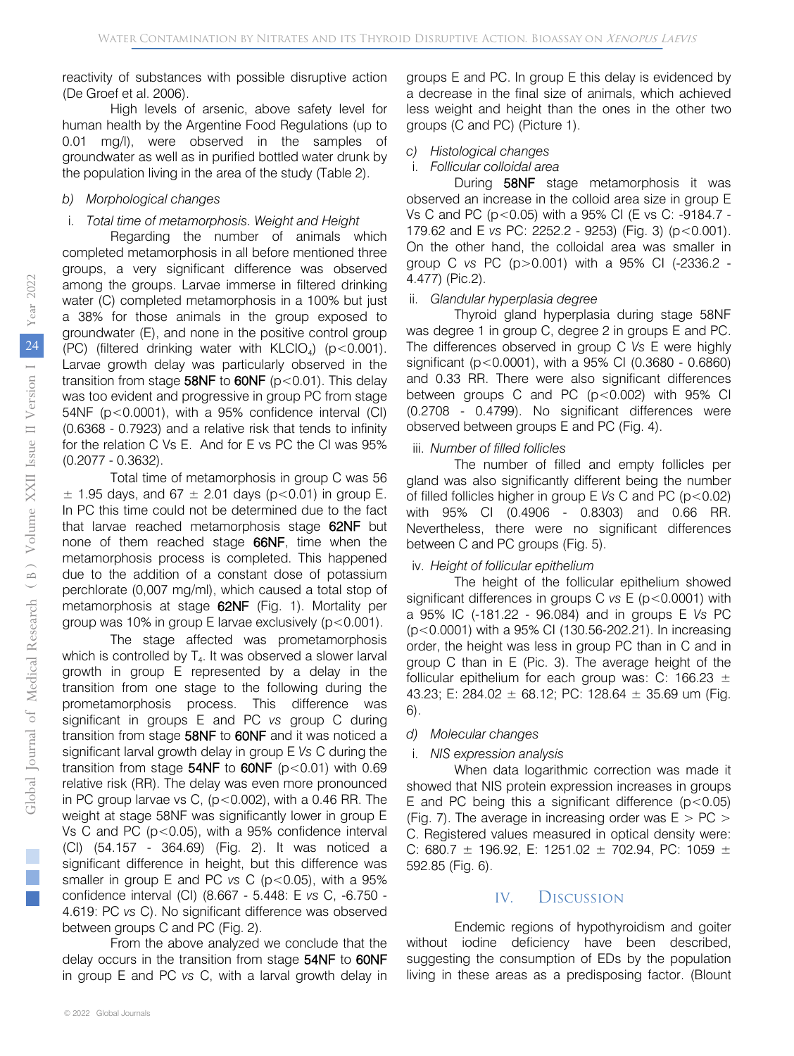reactivity of substances with possible disruptive action (De Groef et al. 2006).

High levels of arsenic, above safety level for human health by the Argentine Food Regulations (up to 0.01 mg/l), were observed in the samples of groundwater as well as in purified bottled water drunk by the population living in the area of the study (Table 2).

### b) *Morphological changes*

#### i. *Total time of metamorphosis. Weight and Height*

Regarding the number of animals which completed metamorphosis in all before mentioned three groups, a very significant difference was observed among the groups. Larvae immerse in filtered drinking water (C) completed metamorphosis in a 100% but just a 38% for those animals in the group exposed to groundwater (E), and none in the positive control group (PC) (filtered drinking water with $KClO_4$) ($p<0.001$). Larvae growth delay was particularly observed in the transition from stage **58NF** to **60NF** ($p<0.01$). This delay was too evident and progressive in group PC from stage 54NF ($p<0.0001$), with a 95% confidence interval (CI) (0.6368 - 0.7923) and a relative risk that tends to infinity for the relation C Vs E. And for E vs PC the CI was 95% (0.2077 - 0.3632).

Total time of metamorphosis in group C was 56 $\pm$ 1.95 days, and 67 $\pm$ 2.01 days ($p<0.01$) in group E. In PC this time could not be determined due to the fact that larvae reached metamorphosis stage **62NF** but none of them reached stage **66NF**, time when the metamorphosis process is completed. This happened due to the addition of a constant dose of potassium perchlorate (0,007 mg/ml), which caused a total stop of metamorphosis at stage **62NF** (Fig. 1). Mortality per group was 10% in group E larvae exclusively ($p<0.001$).

The stage affected was prometamorphosis which is controlled by $T_4$. It was observed a slower larval growth in group E represented by a delay in the transition from one stage to the following during the prometamorphosis process. This difference was significant in groups E and PC *vs* group C during transition from stage **58NF** to **60NF** and it was noticed a significant larval growth delay in group E *Vs* C during the transition from stage **54NF** to **60NF** ($p<0.01$) with 0.69 relative risk (RR). The delay was even more pronounced in PC group larvae vs C, ($p<0.002$), with a 0.46 RR. The weight at stage 58NF was significantly lower in group E Vs C and PC ($p<0.05$), with a 95% confidence interval (CI) (54.157 - 364.69) (Fig. 2). It was noticed a significant difference in height, but this difference was smaller in group E and PC *vs* C ($p<0.05$), with a 95% confidence interval (CI) (8.667 - 5.448: E *vs* C, -6.750 - 4.619: PC *vs* C). No significant difference was observed between groups C and PC (Fig. 2).

From the above analyzed we conclude that the delay occurs in the transition from stage **54NF** to **60NF** in group E and PC *vs* C, with a larval growth delay in groups E and PC. In group E this delay is evidenced by a decrease in the final size of animals, which achieved less weight and height than the ones in the other two groups (C and PC) (Picture 1).

### c) *Histological changes*

#### i. *Follicular colloidal area*

During **58NF** stage metamorphosis it was observed an increase in the colloid area size in group E Vs C and PC ($p<0.05$) with a 95% CI (E vs C: -9184.7 - 179.62 and E *vs* PC: 2252.2 - 9253) (Fig. 3) ($p<0.001$). On the other hand, the colloidal area was smaller in group C *vs* PC ($p>0.001$) with a 95% CI (-2336.2 - 4.477) (Pic.2).

#### ii. *Glandular hyperplasia degree*

Thyroid gland hyperplasia during stage 58NF was degree 1 in group C, degree 2 in groups E and PC. The differences observed in group C *Vs* E were highly significant ($p<0.0001$), with a 95% CI (0.3680 - 0.6860) and 0.33 RR. There were also significant differences between groups C and PC ($p<0.002$) with 95% CI (0.2708 - 0.4799). No significant differences were observed between groups E and PC (Fig. 4).

#### iii. *Number of filled follicles*

The number of filled and empty follicles per gland was also significantly different being the number of filled follicles higher in group E *Vs* C and PC ($p<0.02$) with 95% CI (0.4906 - 0.8303) and 0.66 RR. Nevertheless, there were no significant differences between C and PC groups (Fig. 5).

#### iv. *Height of follicular epithelium*

The height of the follicular epithelium showed significant differences in groups C *vs* E ($p<0.0001$) with a 95% IC (-181.22 - 96.084) and in groups E *Vs* PC ($p<0.0001$) with a 95% CI (130.56-202.21). In increasing order, the height was less in group PC than in C and in group C than in E (Pic. 3). The average height of the follicular epithelium for each group was: C: 166.23 $\pm$ 43.23; E: 284.02 $\pm$ 68.12; PC: 128.64 $\pm$ 35.69 um (Fig. 6).

### d) *Molecular changes*

#### i. *NIS expression analysis*

When data logarithmic correction was made it showed that NIS protein expression increases in groups E and PC being this a significant difference ($p<0.05$) (Fig. 7). The average in increasing order was E > PC > C. Registered values measured in optical density were: C: 680.7 $\pm$ 196.92, E: 1251.02 $\pm$ 702.94, PC: 1059 $\pm$ 592.85 (Fig. 6).

## IV. Discussion

Endemic regions of hypothyroidism and goiter without iodine deficiency have been described, suggesting the consumption of EDs by the population living in these areas as a predisposing factor. (Blount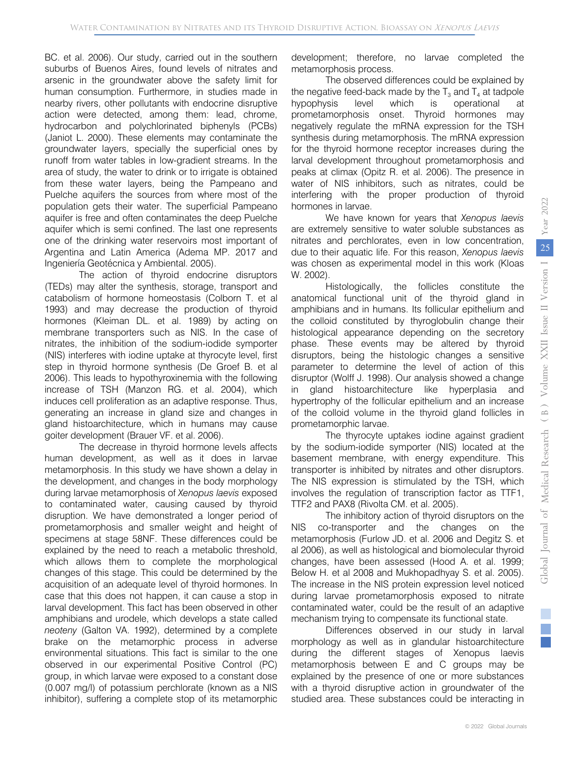BC. et al. 2006). Our study, carried out in the southern suburbs of Buenos Aires, found levels of nitrates and arsenic in the groundwater above the safety limit for human consumption. Furthermore, in studies made in nearby rivers, other pollutants with endocrine disruptive action were detected, among them: lead, chrome, hydrocarbon and polychlorinated biphenyls (PCBs) (Janiot L. 2000). These elements may contaminate the groundwater layers, specially the superficial ones by runoff from water tables in low-gradient streams. In the area of study, the water to drink or to irrigate is obtained from these water layers, being the Pampeano and Puelche aquifers the sources from where most of the population gets their water. The superficial Pampeano aquifer is free and often contaminates the deep Puelche aquifer which is semi confined. The last one represents one of the drinking water reservoirs most important of Argentina and Latin America (Adema MP. 2017 and Ingeniería Geotécnica y Ambiental. 2005).

The action of thyroid endocrine disruptors (TEDs) may alter the synthesis, storage, transport and catabolism of hormone homeostasis (Colborn T. et al 1993) and may decrease the production of thyroid hormones (Kleiman DL. et al. 1989) by acting on membrane transporters such as NIS. In the case of nitrates, the inhibition of the sodium-iodide symporter (NIS) interferes with iodine uptake at thyrocyte level, first step in thyroid hormone synthesis (De Groef B. et al 2006). This leads to hypothyroxinemia with the following increase of TSH (Manzon RG. et al. 2004), which induces cell proliferation as an adaptive response. Thus, generating an increase in gland size and changes in gland histoarchitecture, which in humans may cause goiter development (Brauer VF. et al. 2006).

The decrease in thyroid hormone levels affects human development, as well as it does in larvae metamorphosis. In this study we have shown a delay in the development, and changes in the body morphology during larvae metamorphosis of *Xenopus laevis* exposed to contaminated water, causing caused by thyroid disruption. We have demonstrated a longer period of prometamorphosis and smaller weight and height of specimens at stage 58NF. These differences could be explained by the need to reach a metabolic threshold, which allows them to complete the morphological changes of this stage. This could be determined by the acquisition of an adequate level of thyroid hormones. In case that this does not happen, it can cause a stop in larval development. This fact has been observed in other amphibians and urodele, which develops a state called *neoteny* (Galton VA. 1992), determined by a complete brake on the metamorphic process in adverse environmental situations. This fact is similar to the one observed in our experimental Positive Control (PC) group, in which larvae were exposed to a constant dose (0.007 mg/l) of potassium perchlorate (known as a NIS inhibitor), suffering a complete stop of its metamorphic development; therefore, no larvae completed the metamorphosis process.

The observed differences could be explained by the negative feed-back made by the $T_3$ and $T_4$ at tadpole hypophysis level which is operational at prometamorphosis onset. Thyroid hormones may negatively regulate the mRNA expression for the TSH synthesis during metamorphosis. The mRNA expression for the thyroid hormone receptor increases during the larval development throughout prometamorphosis and peaks at climax (Opitz R. et al. 2006). The presence in water of NIS inhibitors, such as nitrates, could be interfering with the proper production of thyroid hormones in larvae.

We have known for years that *Xenopus laevis* are extremely sensitive to water soluble substances as nitrates and perchlorates, even in low concentration, due to their aquatic life. For this reason, *Xenopus laevis* was chosen as experimental model in this work (Kloas W. 2002).

Histologically, the follicles constitute the anatomical functional unit of the thyroid gland in amphibians and in humans. Its follicular epithelium and the colloid constituted by thyroglobulin change their histological appearance depending on the secretory phase. These events may be altered by thyroid disruptors, being the histologic changes a sensitive parameter to determine the level of action of this disruptor (Wolff J. 1998). Our analysis showed a change in gland histoarchitecture like hyperplasia and hypertrophy of the follicular epithelium and an increase of the colloid volume in the thyroid gland follicles in prometamorphic larvae.

The thyrocyte uptakes iodine against gradient by the sodium-iodide symporter (NIS) located at the basement membrane, with energy expenditure. This transporter is inhibited by nitrates and other disruptors. The NIS expression is stimulated by the TSH, which involves the regulation of transcription factor as TTF1, TTF2 and PAX8 (Rivolta CM. et al. 2005).

The inhibitory action of thyroid disruptors on the NIS co-transporter and the changes on the metamorphosis (Furlow JD. et al. 2006 and Degitz S. et al 2006), as well as histological and biomolecular thyroid changes, have been assessed (Hood A. et al. 1999; Below H. et al 2008 and Mukhopadhyay S. et al. 2005). The increase in the NIS protein expression level noticed during larvae prometamorphosis exposed to nitrate contaminated water, could be the result of an adaptive mechanism trying to compensate its functional state.

Differences observed in our study in larval morphology as well as in glandular histoarchitecture during the different stages of Xenopus laevis metamorphosis between E and C groups may be explained by the presence of one or more substances with a thyroid disruptive action in groundwater of the studied area. These substances could be interacting in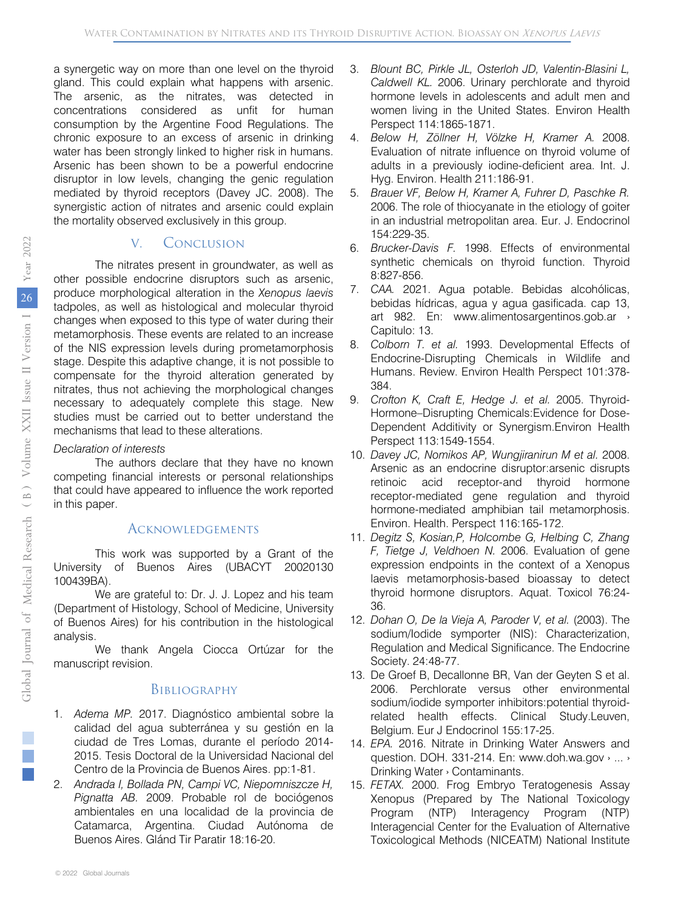a synergetic way on more than one level on the thyroid gland. This could explain what happens with arsenic. The arsenic, as the nitrates, was detected in concentrations considered as unfit for human consumption by the Argentine Food Regulations. The chronic exposure to an excess of arsenic in drinking water has been strongly linked to higher risk in humans. Arsenic has been shown to be a powerful endocrine disruptor in low levels, changing the genic regulation mediated by thyroid receptors (Davey JC. 2008). The synergistic action of nitrates and arsenic could explain the mortality observed exclusively in this group.

## V. Conclusion

The nitrates present in groundwater, as well as other possible endocrine disruptors such as arsenic, produce morphological alteration in the *Xenopus laevis* tadpoles, as well as histological and molecular thyroid changes when exposed to this type of water during their metamorphosis. These events are related to an increase of the NIS expression levels during prometamorphosis stage. Despite this adaptive change, it is not possible to compensate for the thyroid alteration generated by nitrates, thus not achieving the morphological changes necessary to adequately complete this stage. New studies must be carried out to better understand the mechanisms that lead to these alterations.

*Declaration of interests*

The authors declare that they have no known competing financial interests or personal relationships that could have appeared to influence the work reported in this paper.

## Acknowledgements

This work was supported by a Grant of the University of Buenos Aires (UBACYT 20020130 100439BA).

We are grateful to: Dr. J. J. Lopez and his team (Department of Histology, School of Medicine, University of Buenos Aires) for his contribution in the histological analysis.

We thank Angela Ciocca Ortúzar for the manuscript revision.

## Bibliography

1. *Adema MP.* 2017. Diagnóstico ambiental sobre la calidad del agua subterránea y su gestión en la ciudad de Tres Lomas, durante el período 2014-2015. Tesis Doctoral de la Universidad Nacional del Centro de la Provincia de Buenos Aires. pp:1-81.
2. *Andrada I, Bollada PN, Campi VC, Niepomniszcze H, Pignatta AB.* 2009. Probable rol de bociógenos ambientales en una localidad de la provincia de Catamarca, Argentina. Ciudad Autónoma de Buenos Aires. Glánd Tir Paratir 18:16-20.
3. *Blount BC, Pirkle JL, Osterloh JD, Valentin-Blasini L, Caldwell KL.* 2006. Urinary perchlorate and thyroid hormone levels in adolescents and adult men and women living in the United States. Environ Health Perspect 114:1865-1871.
4. *Below H, Zöllner H, Völzke H, Kramer A.* 2008. Evaluation of nitrate influence on thyroid volume of adults in a previously iodine-deficient area. Int. J. Hyg. Environ. Health 211:186-91.
5. *Brauer VF, Below H, Kramer A, Fuhrer D, Paschke R.* 2006. The role of thiocyanate in the etiology of goiter in an industrial metropolitan area. Eur. J. Endocrinol 154:229-35.
6. *Brucker-Davis F.* 1998. Effects of environmental synthetic chemicals on thyroid function. Thyroid 8:827-856.
7. *CAA.* 2021. Agua potable. Bebidas alcohólicas, bebidas hídricas, agua y agua gasificada. cap 13, art 982. En: www.alimentosargentinos.gob.ar › Capitulo: 13.
8. *Colborn T. et al.* 1993. Developmental Effects of Endocrine-Disrupting Chemicals in Wildlife and Humans. Review. Environ Health Perspect 101:378-384.
9. *Crofton K, Craft E, Hedge J. et al.* 2005. Thyroid-Hormone–Disrupting Chemicals:Evidence for Dose-Dependent Additivity or Synergism.Environ Health Perspect 113:1549-1554.
10. *Davey JC, Nomikos AP, Wungjiranirun M et al.* 2008. Arsenic as an endocrine disruptor:arsenic disrupts retinoic acid receptor-and thyroid hormone receptor-mediated gene regulation and thyroid hormone-mediated amphibian tail metamorphosis. Environ. Health. Perspect 116:165-172.
11. *Degitz S, Kosian,P, Holcombe G, Helbing C, Zhang F, Tietge J, Veldhoen N.* 2006. Evaluation of gene expression endpoints in the context of a Xenopus laevis metamorphosis-based bioassay to detect thyroid hormone disruptors. Aquat. Toxicol 76:24-36.
12. *Dohan O, De la Vieja A, Paroder V, et al.* (2003). The sodium/Iodide symporter (NIS): Characterization, Regulation and Medical Significance. The Endocrine Society. 24:48-77.
13. De Groef B, Decallonne BR, Van der Geyten S et al. 2006. Perchlorate versus other environmental sodium/iodide symporter inhibitors:potential thyroid-related health effects. Clinical Study.Leuven, Belgium. Eur J Endocrinol 155:17-25.
14. *EPA.* 2016. Nitrate in Drinking Water Answers and question. DOH. 331-214. En: www.doh.wa.gov › ... › Drinking Water › Contaminants.
15. *FETAX.* 2000. Frog Embryo Teratogenesis Assay Xenopus (Prepared by The National Toxicology Program (NTP) Interagency Program (NTP) Interagencial Center for the Evaluation of Alternative Toxicological Methods (NICEATM) National Institute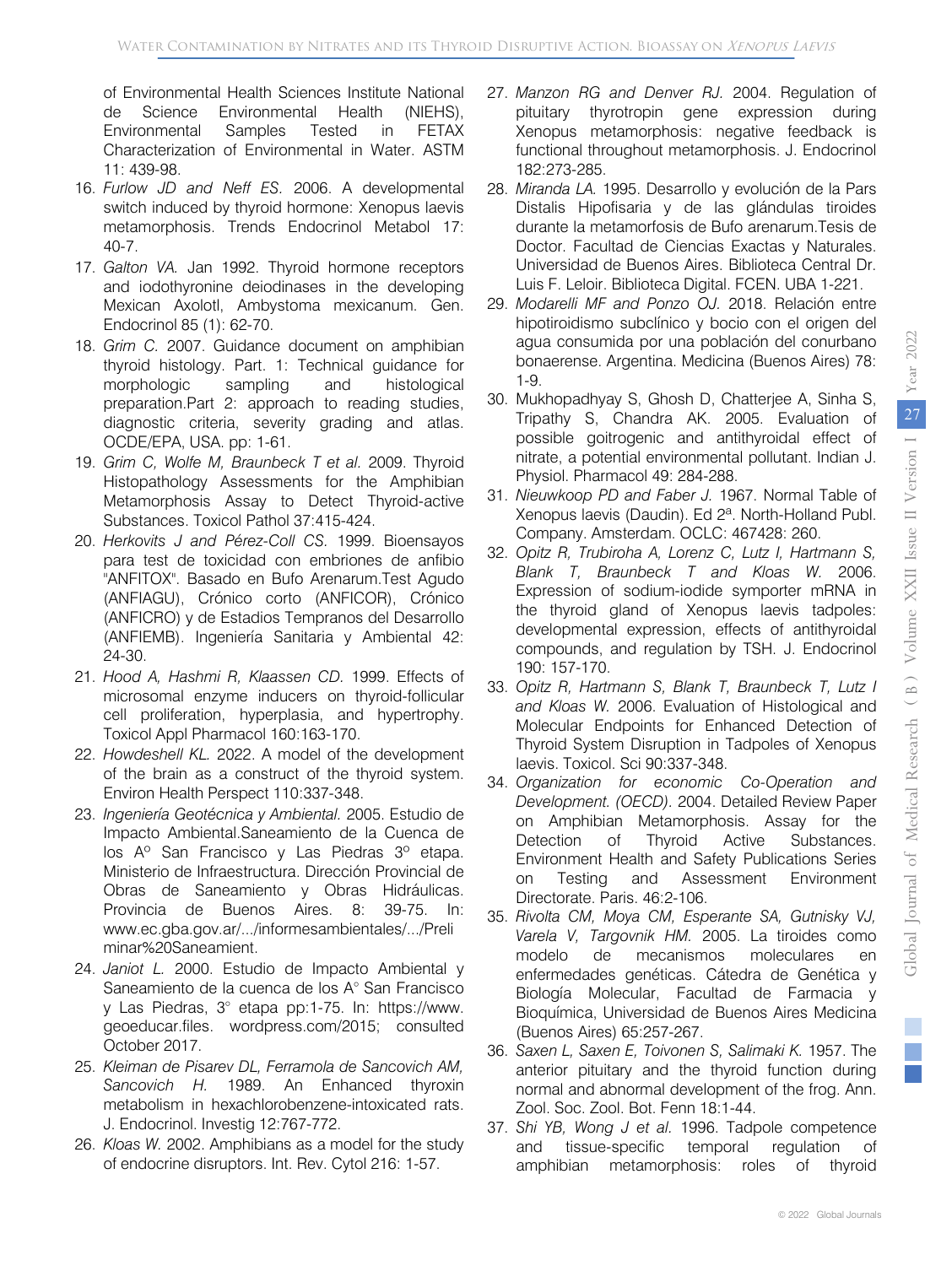of Environmental Health Sciences Institute National de Science Environmental Health (NIEHS), Environmental Samples Tested in FETAX Characterization of Environmental in Water. ASTM 11: 439-98.

16. *Furlow JD and Neff ES.* 2006. A developmental switch induced by thyroid hormone: Xenopus laevis metamorphosis. Trends Endocrinol Metabol 17: 40-7.
17. *Galton VA.* Jan 1992. Thyroid hormone receptors and iodothyronine deiodinases in the developing Mexican Axolotl, Ambystoma mexicanum. Gen. Endocrinol 85 (1): 62-70.
18. *Grim C.* 2007. Guidance document on amphibian thyroid histology. Part. 1: Technical guidance for morphologic sampling and histological preparation.Part 2: approach to reading studies, diagnostic criteria, severity grading and atlas. OCDE/EPA, USA. pp: 1-61.
19. *Grim C, Wolfe M, Braunbeck T et al.* 2009. Thyroid Histopathology Assessments for the Amphibian Metamorphosis Assay to Detect Thyroid-active Substances. Toxicol Pathol 37:415-424.
20. *Herkovits J and Pérez-Coll CS.* 1999. Bioensayos para test de toxicidad con embriones de anfibio "ANFITOX". Basado en Bufo Arenarum.Test Agudo (ANFIAGU), Crónico corto (ANFICOR), Crónico (ANFICRO) y de Estadios Tempranos del Desarrollo (ANFIEMB). Ingeniería Sanitaria y Ambiental 42: 24-30.
21. *Hood A, Hashmi R, Klaassen CD.* 1999. Effects of microsomal enzyme inducers on thyroid-follicular cell proliferation, hyperplasia, and hypertrophy. Toxicol Appl Pharmacol 160:163-170.
22. *Howdeshell KL.* 2022. A model of the development of the brain as a construct of the thyroid system. Environ Health Perspect 110:337-348.
23. *Ingeniería Geotécnica y Ambiental.* 2005. Estudio de Impacto Ambiental.Saneamiento de la Cuenca de los Aº San Francisco y Las Piedras 3º etapa. Ministerio de Infraestructura. Dirección Provincial de Obras de Saneamiento y Obras Hidráulicas. Provincia de Buenos Aires. 8: 39-75. In: www.ec.gba.gov.ar/.../informesambientales/.../Preliminar%20Saneamient.
24. *Janiot L.* 2000. Estudio de Impacto Ambiental y Saneamiento de la cuenca de los A° San Francisco y Las Piedras, 3° etapa pp:1-75. In: https://www.geoeducar.files. wordpress.com/2015; consulted October 2017.
25. *Kleiman de Pisarev DL, Ferramola de Sancovich AM, Sancovich H.* 1989. An Enhanced thyroxin metabolism in hexachlorobenzene-intoxicated rats. J. Endocrinol. Investig 12:767-772.
26. *Kloas W.* 2002. Amphibians as a model for the study of endocrine disruptors. Int. Rev. Cytol 216: 1-57.
27. *Manzon RG and Denver RJ.* 2004. Regulation of pituitary thyrotropin gene expression during Xenopus metamorphosis: negative feedback is functional throughout metamorphosis. J. Endocrinol 182:273-285.
28. *Miranda LA.* 1995. Desarrollo y evolución de la Pars Distalis Hipofisaria y de las glándulas tiroides durante la metamorfosis de Bufo arenarum.Tesis de Doctor. Facultad de Ciencias Exactas y Naturales. Universidad de Buenos Aires. Biblioteca Central Dr. Luis F. Leloir. Biblioteca Digital. FCEN. UBA 1-221.
29. *Modarelli MF and Ponzo OJ.* 2018. Relación entre hipotiroidismo subclínico y bocio con el origen del agua consumida por una población del conurbano bonaerense. Argentina. Medicina (Buenos Aires) 78: 1-9.
30. Mukhopadhyay S, Ghosh D, Chatterjee A, Sinha S, Tripathy S, Chandra AK. 2005. Evaluation of possible goitrogenic and antithyroidal effect of nitrate, a potential environmental pollutant. Indian J. Physiol. Pharmacol 49: 284-288.
31. *Nieuwkoop PD and Faber J.* 1967. Normal Table of Xenopus laevis (Daudin). Ed 2ª. North-Holland Publ. Company. Amsterdam. OCLC: 467428: 260.
32. *Opitz R, Trubiroha A, Lorenz C, Lutz I, Hartmann S, Blank T, Braunbeck T and Kloas W.* 2006. Expression of sodium-iodide symporter mRNA in the thyroid gland of Xenopus laevis tadpoles: developmental expression, effects of antithyroidal compounds, and regulation by TSH. J. Endocrinol 190: 157-170.
33. *Opitz R, Hartmann S, Blank T, Braunbeck T, Lutz I and Kloas W.* 2006. Evaluation of Histological and Molecular Endpoints for Enhanced Detection of Thyroid System Disruption in Tadpoles of Xenopus laevis. Toxicol. Sci 90:337-348.
34. *Organization for economic Co-Operation and Development. (OECD).* 2004. Detailed Review Paper on Amphibian Metamorphosis. Assay for the Detection of Thyroid Active Substances. Environment Health and Safety Publications Series on Testing and Assessment Environment Directorate. Paris. 46:2-106.
35. *Rivolta CM, Moya CM, Esperante SA, Gutnisky VJ, Varela V, Targovnik HM.* 2005. La tiroides como modelo de mecanismos moleculares en enfermedades genéticas. Cátedra de Genética y Biología Molecular, Facultad de Farmacia y Bioquímica, Universidad de Buenos Aires Medicina (Buenos Aires) 65:257-267.
36. *Saxen L, Saxen E, Toivonen S, Salimaki K.* 1957. The anterior pituitary and the thyroid function during normal and abnormal development of the frog. Ann. Zool. Soc. Zool. Bot. Fenn 18:1-44.
37. *Shi YB, Wong J et al.* 1996. Tadpole competence and tissue-specific temporal regulation of amphibian metamorphosis: roles of thyroid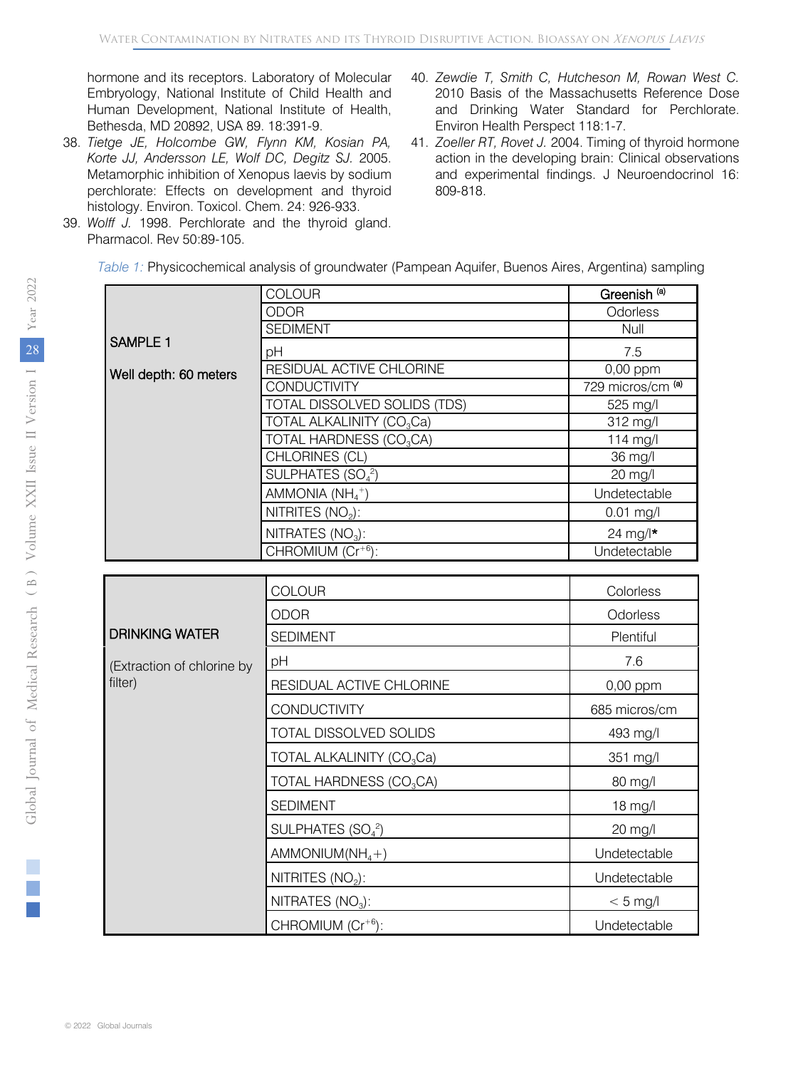hormone and its receptors. Laboratory of Molecular Embryology, National Institute of Child Health and Human Development, National Institute of Health, Bethesda, MD 20892, USA 89. 18:391-9.

38. *Tietge JE, Holcombe GW, Flynn KM, Kosian PA, Korte JJ, Andersson LE, Wolf DC, Degitz SJ.* 2005. Metamorphic inhibition of Xenopus laevis by sodium perchlorate: Effects on development and thyroid histology. Environ. Toxicol. Chem. 24: 926-933.
39. *Wolff J.* 1998. Perchlorate and the thyroid gland. Pharmacol. Rev 50:89-105.
40. *Zewdie T, Smith C, Hutcheson M, Rowan West C.* 2010 Basis of the Massachusetts Reference Dose and Drinking Water Standard for Perchlorate. Environ Health Perspect 118:1-7.
41. *Zoeller RT, Rovet J.* 2004. Timing of thyroid hormone action in the developing brain: Clinical observations and experimental findings. J Neuroendocrinol 16: 809-818.

*Table 1:* Physicochemical analysis of groundwater (Pampean Aquifer, Buenos Aires, Argentina) sampling

| | | |
|---|---|---|
| **SAMPLE 1** **Well depth: 60 meters** | COLOUR | Greenish [(a)] |
| | ODOR | Odorless |
| | SEDIMENT | Null |
| | pH | 7.5 |
| | RESIDUAL ACTIVE CHLORINE | 0,00 ppm |
| | CONDUCTIVITY | 729 micros/cm [(a)] |
| | TOTAL DISSOLVED SOLIDS (TDS) | 525 mg/l |
| | TOTAL ALKALINITY ($CO_3Ca$) | 312 mg/l |
| | TOTAL HARDNESS ($CO_3CA$) | 114 mg/l |
| | CHLORINES (CL) | 36 mg/l |
| | SULPHATES ($SO_4^{2}$) | 20 mg/l |
| | AMMONIA ($NH_4^+$) | Undetectable |
| | NITRITES ($NO_2$): | 0.01 mg/l |
| | NITRATES ($NO_3$): | 24 mg/l* |
| | CHROMIUM ($Cr^{+6}$): | Undetectable |

| | | |
|---|---|---|
| **DRINKING WATER** (Extraction of chlorine by filter) | COLOUR | Colorless |
| | ODOR | Odorless |
| | SEDIMENT | Plentiful |
| | pH | 7.6 |
| | RESIDUAL ACTIVE CHLORINE | 0,00 ppm |
| | CONDUCTIVITY | 685 micros/cm |
| | TOTAL DISSOLVED SOLIDS | 493 mg/l |
| | TOTAL ALKALINITY ($CO_3Ca$) | 351 mg/l |
| | TOTAL HARDNESS ($CO_3CA$) | 80 mg/l |
| | SEDIMENT | 18 mg/l |
| | SULPHATES ($SO_4^{2}$) | 20 mg/l |
| | AMMONIUM($NH_4+$) | Undetectable |
| | NITRITES ($NO_2$): | Undetectable |
| | NITRATES ($NO_3$): | $< 5$ mg/l |
| | CHROMIUM ($Cr^{+6}$): | Undetectable |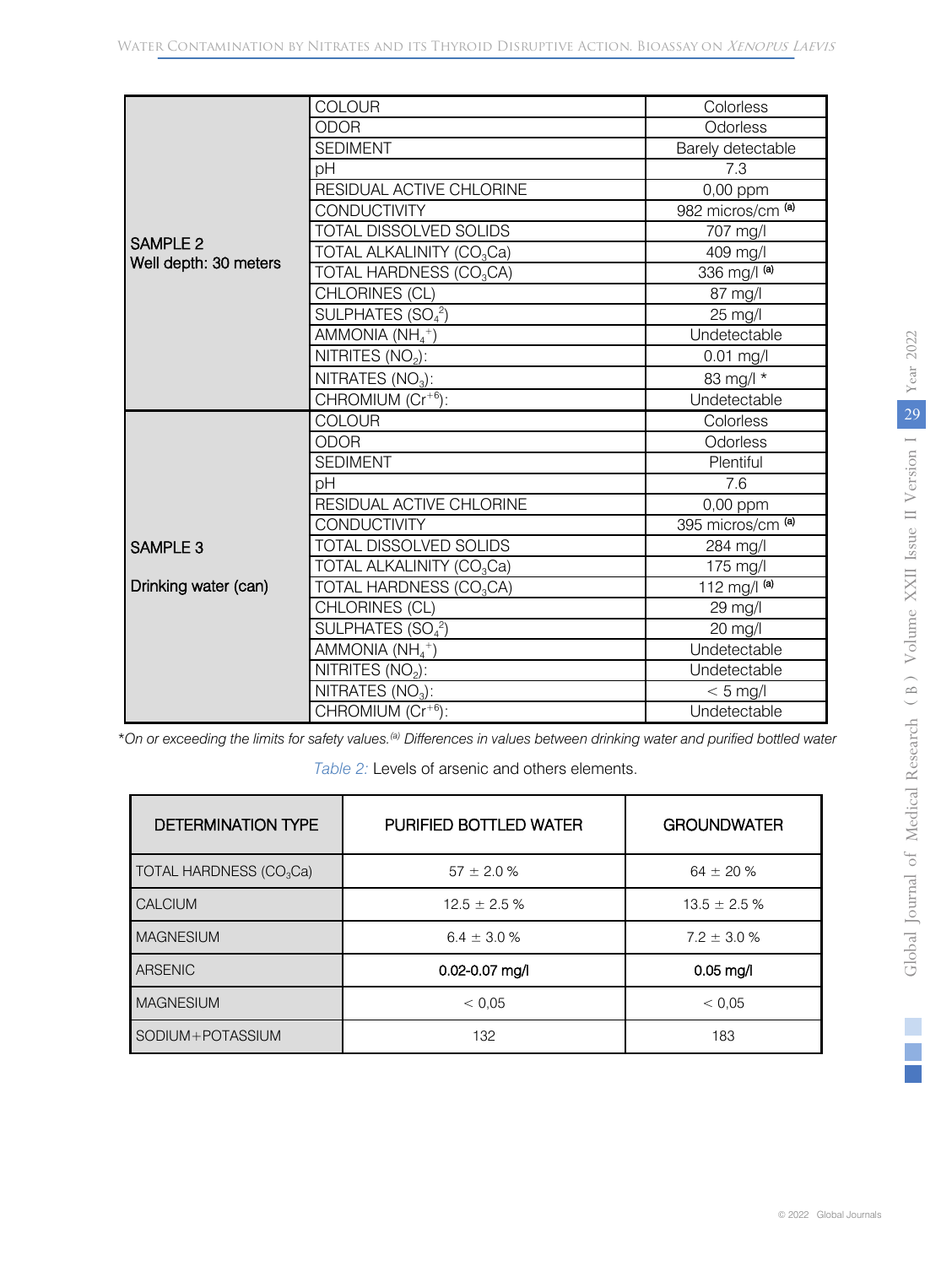| | | |
|---|---|---|
| SAMPLE 2 Well depth: 30 meters | COLOUR | Colorless |
| | ODOR | Odorless |
| | SEDIMENT | Barely detectable |
| | pH | 7.3 |
| | RESIDUAL ACTIVE CHLORINE | 0,00 ppm |
| | CONDUCTIVITY | 982 micros/cm [(a)] |
| | TOTAL DISSOLVED SOLIDS | 707 mg/l |
| | TOTAL ALKALINITY ($CO_3Ca$) | 409 mg/l |
| | TOTAL HARDNESS ($CO_3CA$) | 336 mg/l [(a)] |
| | CHLORINES (CL) | 87 mg/l |
| | SULPHATES ($SO_4^{2}$) | 25 mg/l |
| | AMMONIA ($NH_4^+$) | Undetectable |
| | NITRITES ($NO_2$): | 0.01 mg/l |
| | NITRATES ($NO_3$): | 83 mg/l * |
| | CHROMIUM ($Cr^{+6}$): | Undetectable |
| SAMPLE 3 Drinking water (can) | COLOUR | Colorless |
| | ODOR | Odorless |
| | SEDIMENT | Plentiful |
| | pH | 7.6 |
| | RESIDUAL ACTIVE CHLORINE | 0,00 ppm |
| | CONDUCTIVITY | 395 micros/cm [(a)] |
| | TOTAL DISSOLVED SOLIDS | 284 mg/l |
| | TOTAL ALKALINITY ($CO_3Ca$) | 175 mg/l |
| | TOTAL HARDNESS ($CO_3CA$) | 112 mg/l [(a)] |
| | CHLORINES (CL) | 29 mg/l |
| | SULPHATES ($SO_4^{2}$) | 20 mg/l |
| | AMMONIA ($NH_4^+$) | Undetectable |
| | NITRITES ($NO_2$): | Undetectable |
| | NITRATES ($NO_3$): | < 5 mg/l |
| | CHROMIUM ($Cr^{+6}$): | Undetectable |

*\*On or exceeding the limits for safety values.[(a)] Differences in values between drinking water and purified bottled water*

*Table 2:* Levels of arsenic and others elements.

| DETERMINATION TYPE | PURIFIED BOTTLED WATER | GROUNDWATER |
|---|---|---|
| TOTAL HARDNESS ($CO_3Ca$) | 57 ± 2.0 % | 64 ± 20 % |
| CALCIUM | 12.5 ± 2.5 % | 13.5 ± 2.5 % |
| MAGNESIUM | 6.4 ± 3.0 % | 7.2 ± 3.0 % |
| ARSENIC | **0.02-0.07 mg/l** | **0.05 mg/l** |
| MAGNESIUM | < 0,05 | < 0,05 |
| SODIUM+POTASSIUM | 132 | 183 |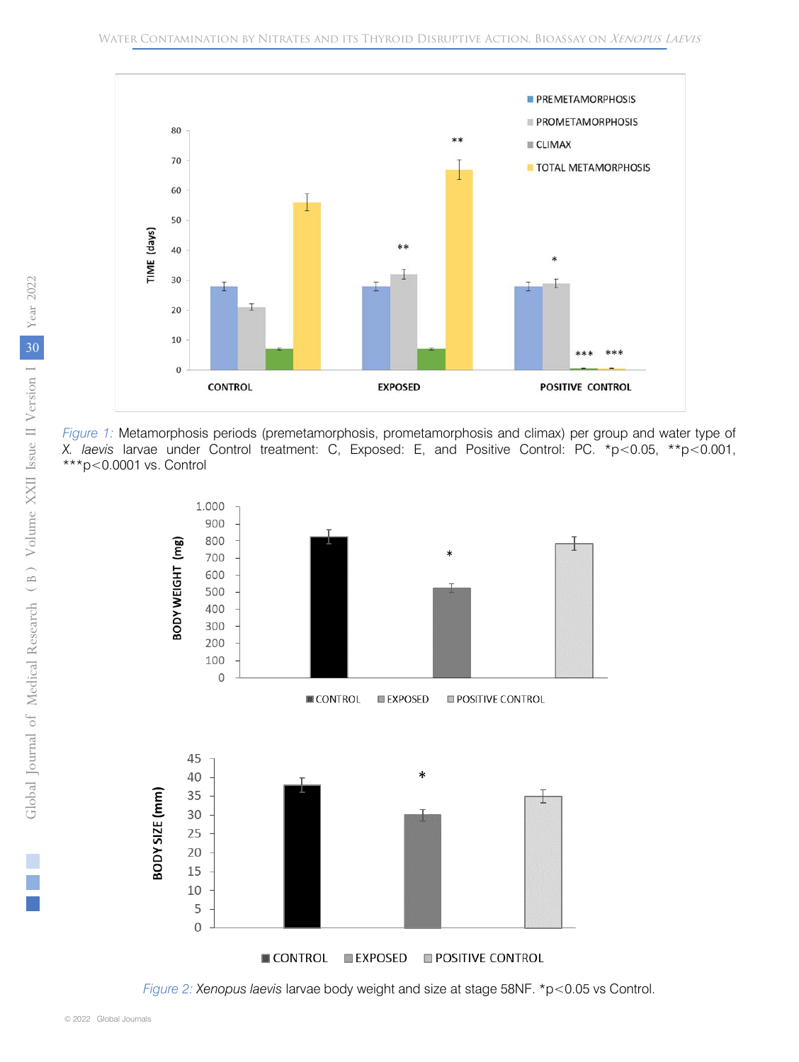*Figure 1:* Metamorphosis periods (premetamorphosis, prometamorphosis and climax) per group and water type of *X. laevis* larvae under Control treatment: C, Exposed: E, and Positive Control: PC. *p<0.05, **p<0.001, ***p<0.0001 vs. Control

*Figure 2: Xenopus laevis* larvae body weight and size at stage 58NF. *p<0.05 vs Control.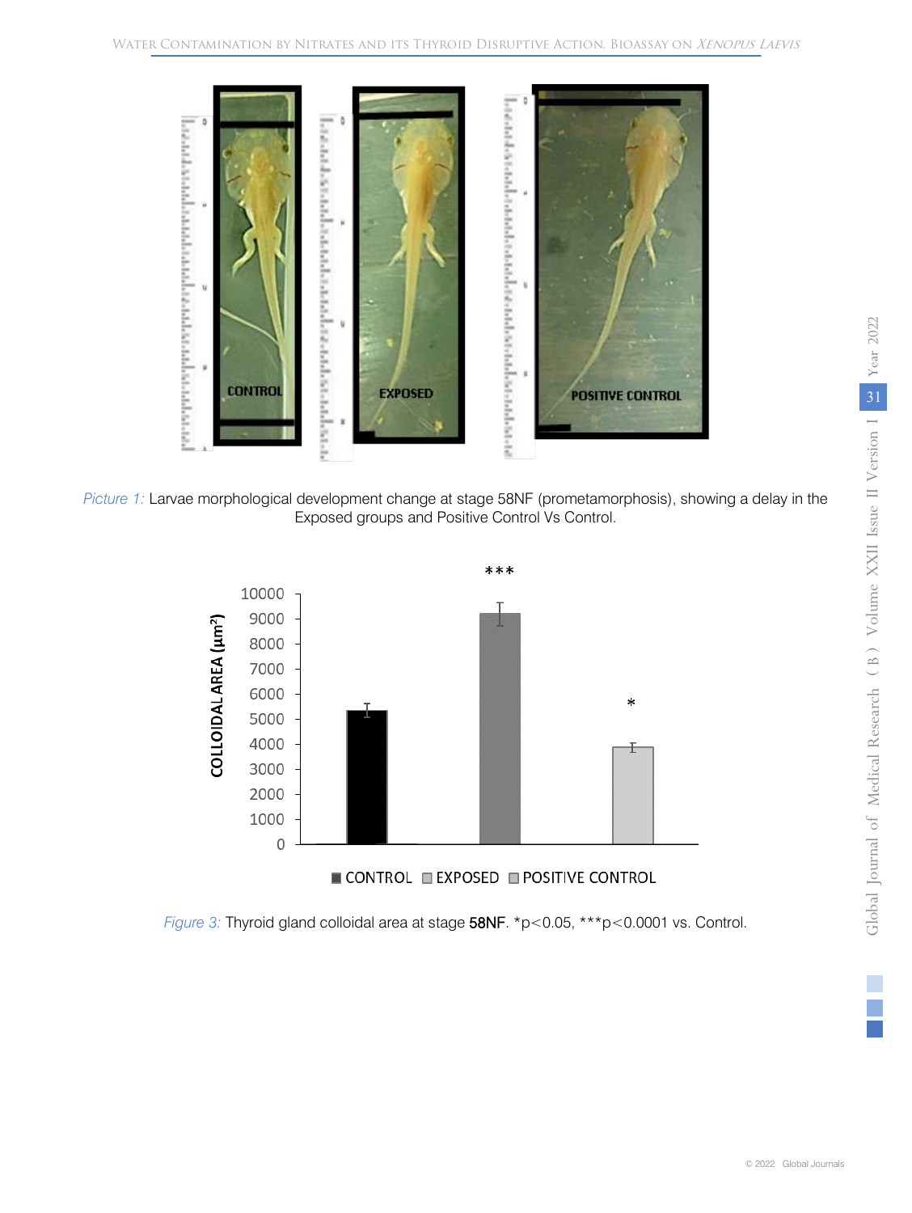*Picture 1:* Larvae morphological development change at stage 58NF (prometamorphosis), showing a delay in the Exposed groups and Positive Control Vs Control.

*Figure 3:* Thyroid gland colloidal area at stage 58NF. *$p<0.05$, ***$p<0.0001$ vs. Control.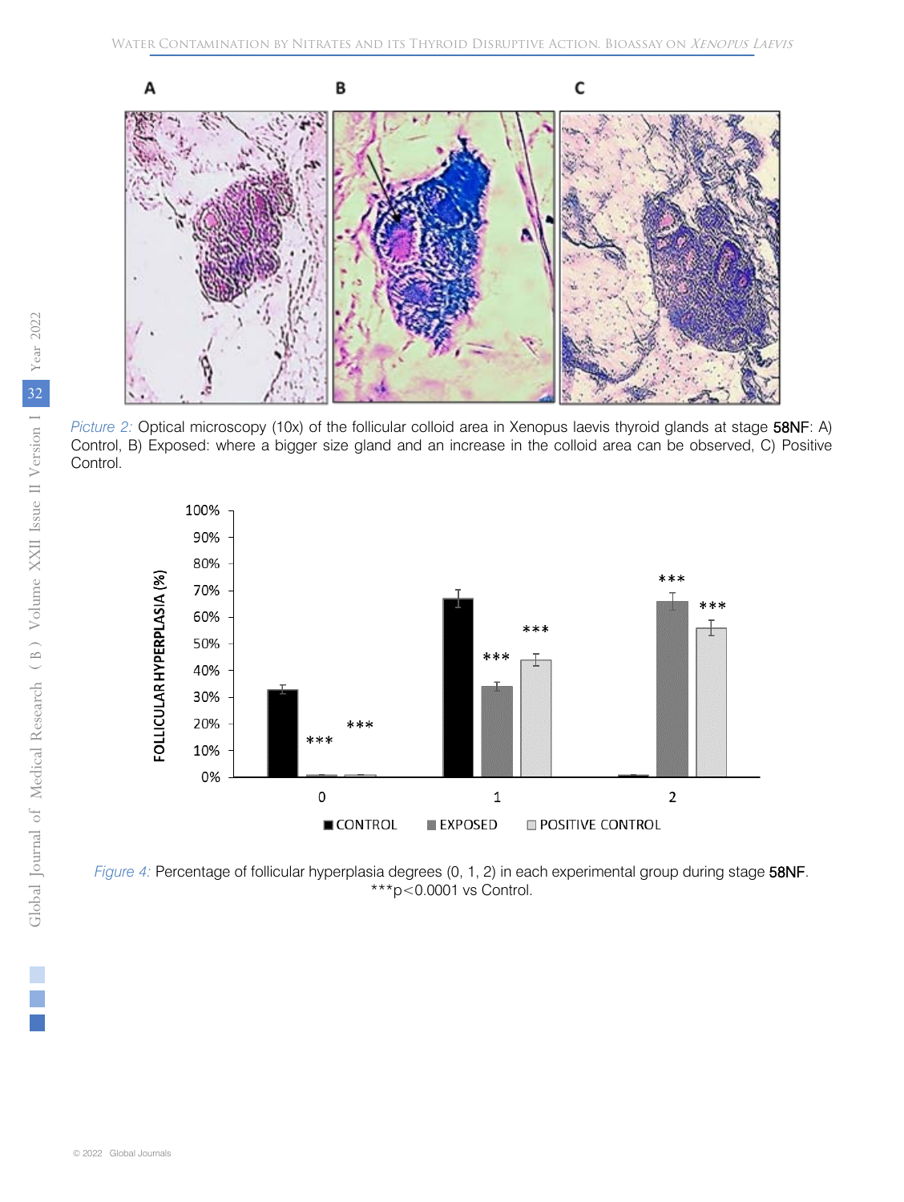*Picture 2:* Optical microscopy (10x) of the follicular colloid area in Xenopus laevis thyroid glands at stage 58NF: A) Control, B) Exposed: where a bigger size gland and an increase in the colloid area can be observed, C) Positive Control.

*Figure 4:* Percentage of follicular hyperplasia degrees (0, 1, 2) in each experimental group during stage 58NF. ***p<0.0001 vs Control.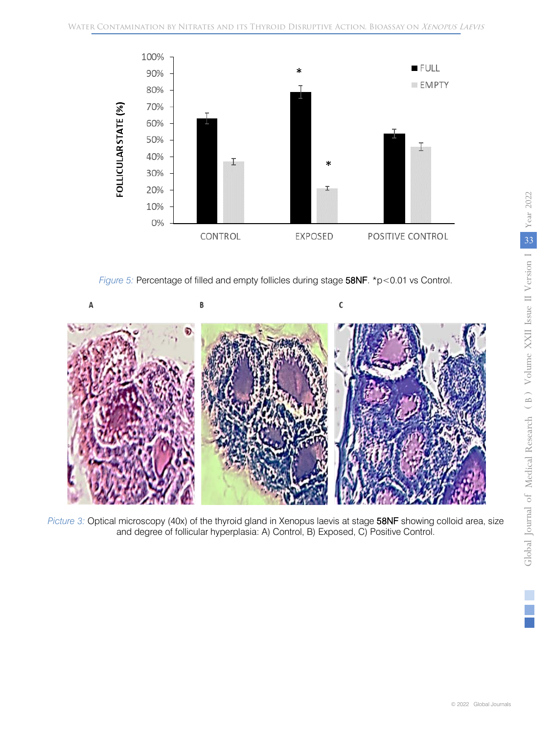*Figure 5:* Percentage of filled and empty follicles during stage 58NF. *p<0.01 vs Control.

*Picture 3:* Optical microscopy (40x) of the thyroid gland in Xenopus laevis at stage 58NF showing colloid area, size and degree of follicular hyperplasia: A) Control, B) Exposed, C) Positive Control.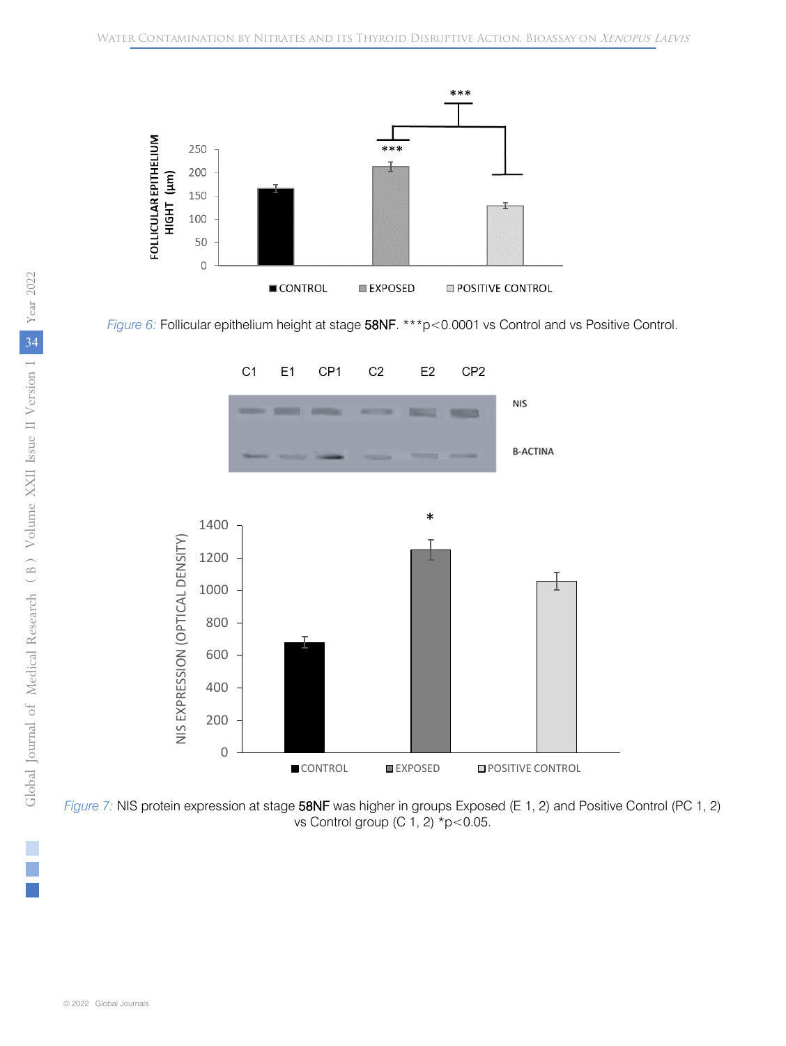***

***

250

200

150

100

50

0

FOLLICULAR EPITHELIUM HIGHT (µm)

CONTROL EXPOSED POSITIVE CONTROL

*Figure 6:* Follicular epithelium height at stage **58NF**. ***p<0.0001 vs Control and vs Positive Control.

C1 E1 CP1 C2 E2 CP2

NIS

B-ACTINA

*

1400

1200

1000

800

600

400

200

0

NIS EXPRESSION (OPTICAL DENSITY)

CONTROL EXPOSED POSITIVE CONTROL

*Figure 7:* NIS protein expression at stage **58NF** was higher in groups Exposed (E 1, 2) and Positive Control (PC 1, 2) vs Control group (C 1, 2) *p<0.05.